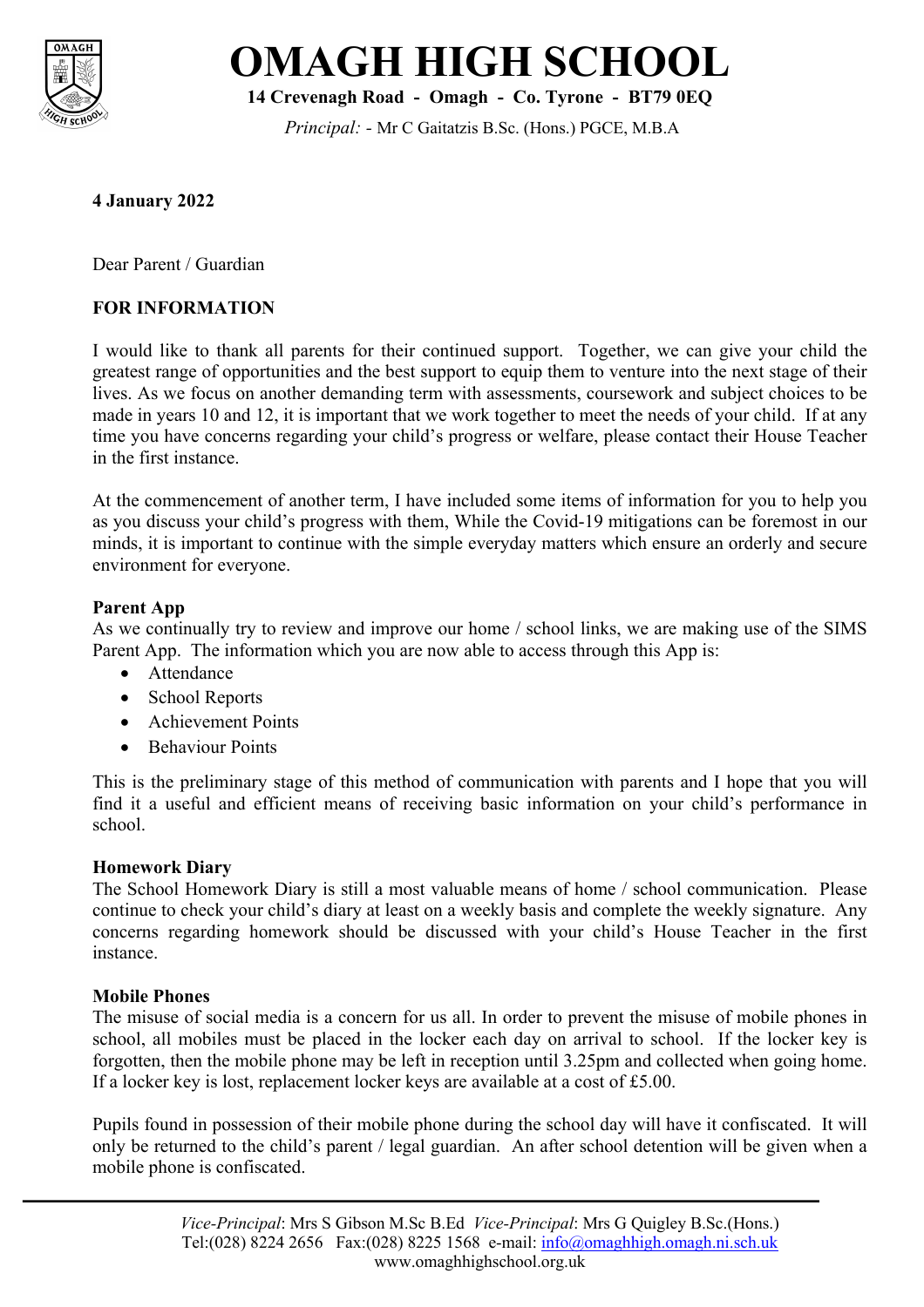# OMAGH HIGH SCHOOL

**14 Crevenagh Road - Omagh - Co. Tyrone - BT79 0EQ**

*Principal:* - Mr C Gaitatzis B.Sc. (Hons.) PGCE, M.B.A

**4 January 2022**

Dear Parent / Guardian

**FOR INFORMATION**

I would like to thank all parents for their continued support. Together, we can give your child the greatest range of opportunities and the best support to equip them to venture into the next stage of their lives. As we focus on another demanding term with assessments, coursework and subject choices to be made in years 10 and 12, it is important that we work together to meet the needs of your child. If at any time you have concerns regarding your child's progress or welfare, please contact their House Teacher in the first instance.

At the commencement of another term, I have included some items of information for you to help you as you discuss your child's progress with them, While the Covid-19 mitigations can be foremost in our minds, it is important to continue with the simple everyday matters which ensure an orderly and secure environment for everyone.

**Parent App**

As we continually try to review and improve our home / school links, we are making use of the SIMS Parent App. The information which you are now able to access through this App is:

- Attendance
- School Reports
- Achievement Points
- Behaviour Points

This is the preliminary stage of this method of communication with parents and I hope that you will find it a useful and efficient means of receiving basic information on your child's performance in school.

**Homework Diary**

The School Homework Diary is still a most valuable means of home / school communication. Please continue to check your child's diary at least on a weekly basis and complete the weekly signature. Any concerns regarding homework should be discussed with your child's House Teacher in the first instance.

**Mobile Phones**

The misuse of social media is a concern for us all. In order to prevent the misuse of mobile phones in school, all mobiles must be placed in the locker each day on arrival to school. If the locker key is forgotten, then the mobile phone may be left in reception until 3.25pm and collected when going home. If a locker key is lost, replacement locker keys are available at a cost of £5.00.

Pupils found in possession of their mobile phone during the school day will have it confiscated. It will only be returned to the child's parent / legal guardian. An after school detention will be given when a mobile phone is confiscated.

*Vice-Principal*: Mrs S Gibson M.Sc B.Ed *Vice-Principal*: Mrs G Quigley B.Sc.(Hons.)
Tel:(028) 8224 2656 Fax:(028) 8225 1568 e-mail: info@omaghhigh.omagh.ni.sch.uk
www.omaghhighschool.org.uk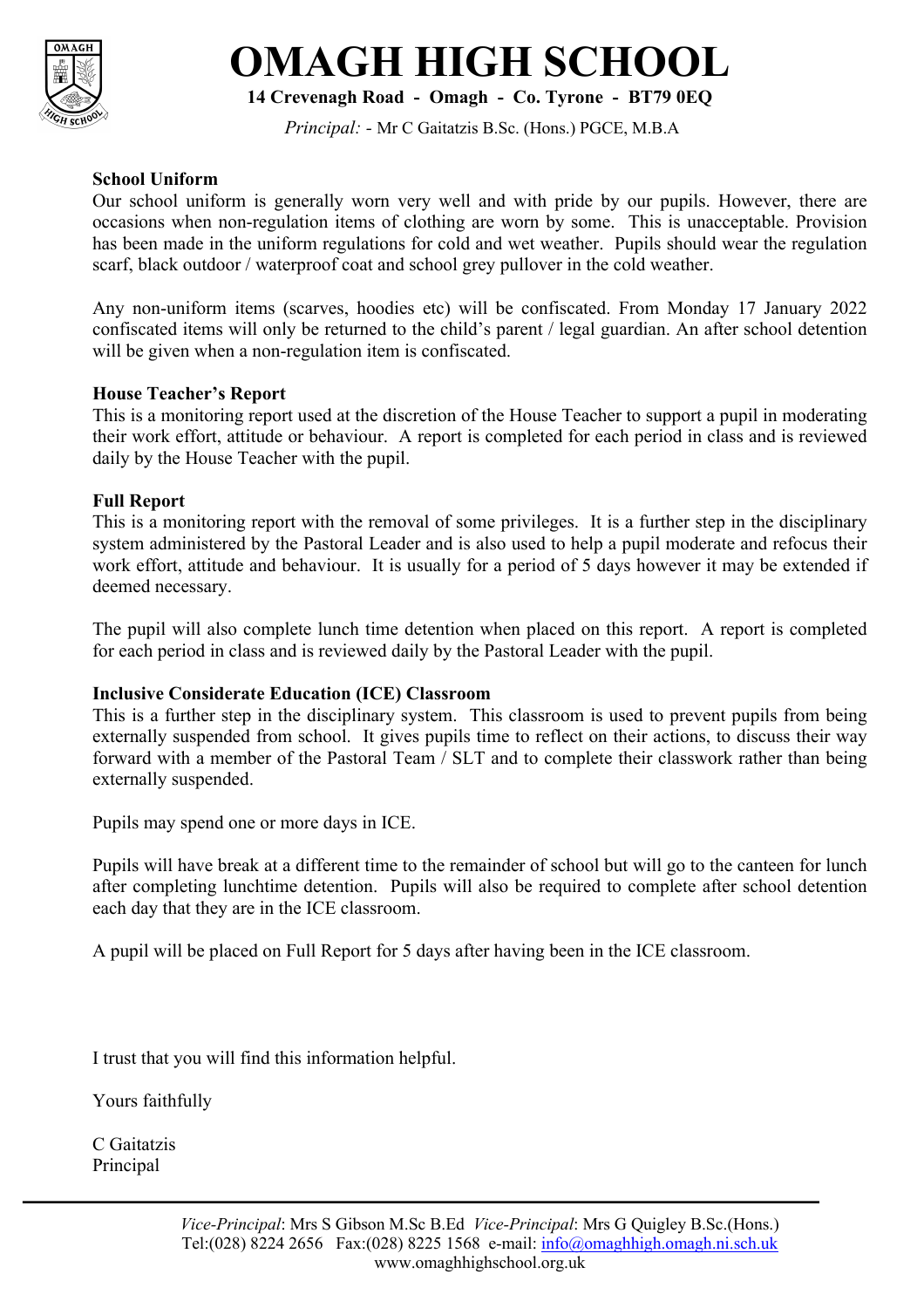# OMAGH HIGH SCHOOL

**14 Crevenagh Road - Omagh - Co. Tyrone - BT79 0EQ**

*Principal:* - Mr C Gaitatzis B.Sc. (Hons.) PGCE, M.B.A

**School Uniform**

Our school uniform is generally worn very well and with pride by our pupils. However, there are occasions when non-regulation items of clothing are worn by some. This is unacceptable. Provision has been made in the uniform regulations for cold and wet weather. Pupils should wear the regulation scarf, black outdoor / waterproof coat and school grey pullover in the cold weather.

Any non-uniform items (scarves, hoodies etc) will be confiscated. From Monday 17 January 2022 confiscated items will only be returned to the child's parent / legal guardian. An after school detention will be given when a non-regulation item is confiscated.

**House Teacher's Report**

This is a monitoring report used at the discretion of the House Teacher to support a pupil in moderating their work effort, attitude or behaviour. A report is completed for each period in class and is reviewed daily by the House Teacher with the pupil.

**Full Report**

This is a monitoring report with the removal of some privileges. It is a further step in the disciplinary system administered by the Pastoral Leader and is also used to help a pupil moderate and refocus their work effort, attitude and behaviour. It is usually for a period of 5 days however it may be extended if deemed necessary.

The pupil will also complete lunch time detention when placed on this report. A report is completed for each period in class and is reviewed daily by the Pastoral Leader with the pupil.

**Inclusive Considerate Education (ICE) Classroom**

This is a further step in the disciplinary system. This classroom is used to prevent pupils from being externally suspended from school. It gives pupils time to reflect on their actions, to discuss their way forward with a member of the Pastoral Team / SLT and to complete their classwork rather than being externally suspended.

Pupils may spend one or more days in ICE.

Pupils will have break at a different time to the remainder of school but will go to the canteen for lunch after completing lunchtime detention. Pupils will also be required to complete after school detention each day that they are in the ICE classroom.

A pupil will be placed on Full Report for 5 days after having been in the ICE classroom.

I trust that you will find this information helpful.

Yours faithfully

C Gaitatzis
Principal

---

*Vice-Principal*: Mrs S Gibson M.Sc B.Ed *Vice-Principal*: Mrs G Quigley B.Sc.(Hons.)
Tel:(028) 8224 2656 Fax:(028) 8225 1568 e-mail: info@omaghhigh.omagh.ni.sch.uk
www.omaghhighschool.org.uk